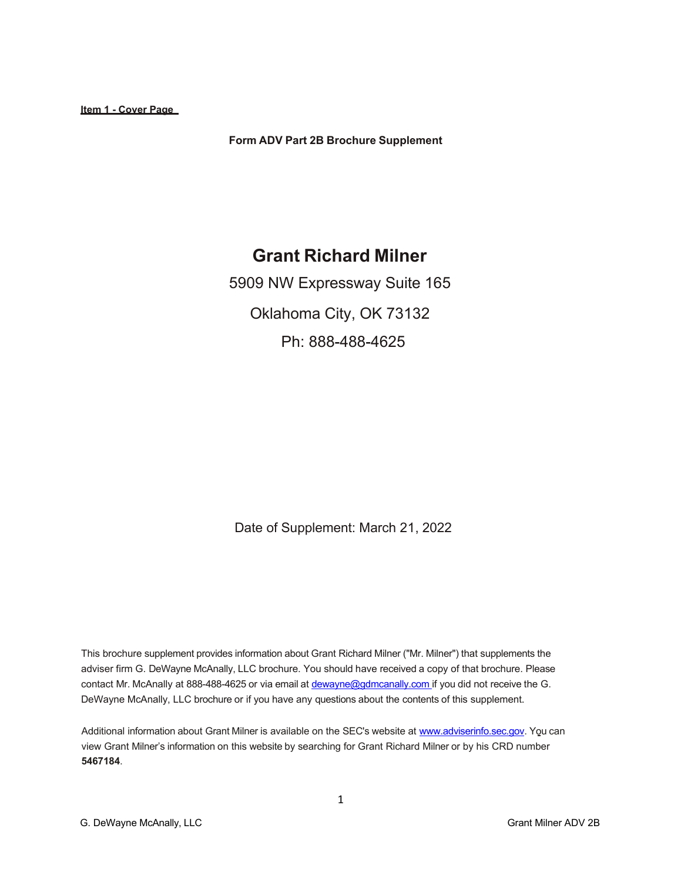**Item 1 - Cover Page**

**Form ADV Part 2B Brochure Supplement**

# Grant Richard Milner

5909 NW Expressway Suite 165

Oklahoma City, OK 73132

Ph: 888-488-4625

Date of Supplement: March 21, 2022

This brochure supplement provides information about Grant Richard Milner ("Mr. Milner") that supplements the adviser firm G. DeWayne McAnally, LLC brochure. You should have received a copy of that brochure. Please contact Mr. McAnally at 888-488-4625 or via email at dewayne@gdmcanally.com if you did not receive the G. DeWayne McAnally, LLC brochure or if you have any questions about the contents of this supplement.

Additional information about Grant Milner is available on the SEC's website at www.adviserinfo.sec.gov. You can view Grant Milner's information on this website by searching for Grant Richard Milner or by his CRD number **5467184**.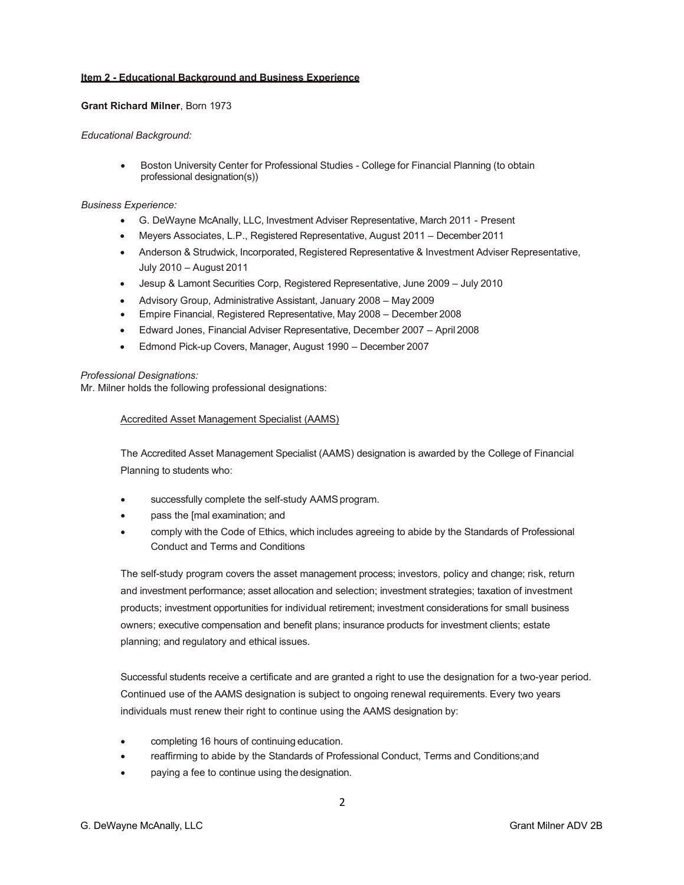**Item 2 - Educational Background and Business Experience**

**Grant Richard Milner**, Born 1973

*Educational Background:*

- Boston University Center for Professional Studies - College for Financial Planning (to obtain professional designation(s))

*Business Experience:*

- G. DeWayne McAnally, LLC, Investment Adviser Representative, March 2011 - Present
- Meyers Associates, L.P., Registered Representative, August 2011 – December 2011
- Anderson & Strudwick, Incorporated, Registered Representative & Investment Adviser Representative, July 2010 – August 2011
- Jesup & Lamont Securities Corp, Registered Representative, June 2009 – July 2010
- Advisory Group, Administrative Assistant, January 2008 – May 2009
- Empire Financial, Registered Representative, May 2008 – December 2008
- Edward Jones, Financial Adviser Representative, December 2007 – April 2008
- Edmond Pick-up Covers, Manager, August 1990 – December 2007

*Professional Designations:*
Mr. Milner holds the following professional designations:

Accredited Asset Management Specialist (AAMS)

The Accredited Asset Management Specialist (AAMS) designation is awarded by the College of Financial Planning to students who:

- successfully complete the self-study AAMS program.
- pass the [mal examination; and
- comply with the Code of Ethics, which includes agreeing to abide by the Standards of Professional Conduct and Terms and Conditions

The self-study program covers the asset management process; investors, policy and change; risk, return and investment performance; asset allocation and selection; investment strategies; taxation of investment products; investment opportunities for individual retirement; investment considerations for small business owners; executive compensation and benefit plans; insurance products for investment clients; estate planning; and regulatory and ethical issues.

Successful students receive a certificate and are granted a right to use the designation for a two-year period. Continued use of the AAMS designation is subject to ongoing renewal requirements. Every two years individuals must renew their right to continue using the AAMS designation by:

- completing 16 hours of continuing education.
- reaffirming to abide by the Standards of Professional Conduct, Terms and Conditions;and
- paying a fee to continue using the designation.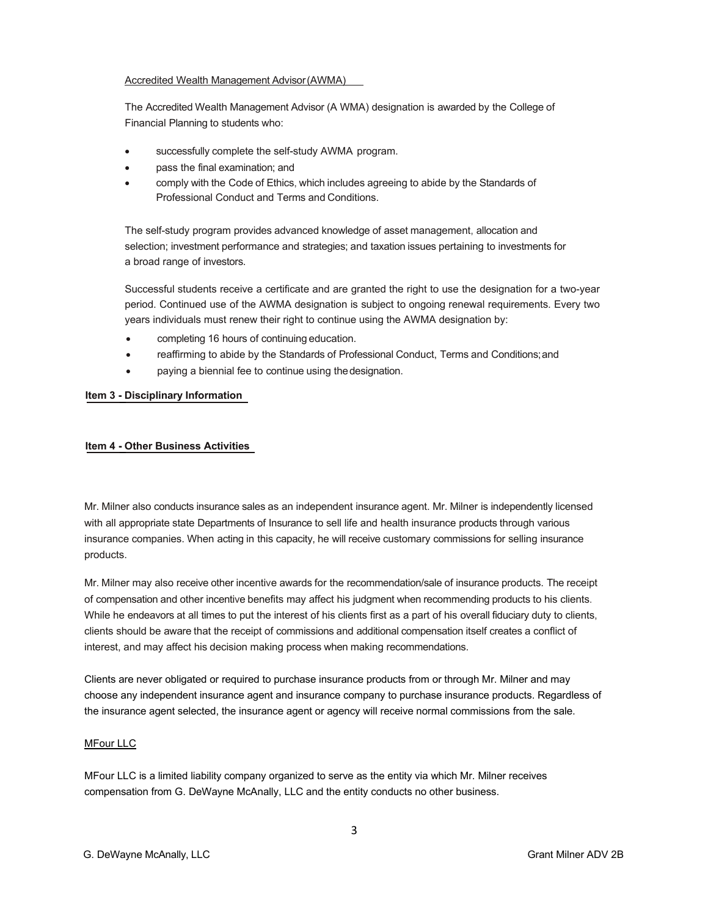Accredited Wealth Management Advisor (AWMA)

The Accredited Wealth Management Advisor (A WMA) designation is awarded by the College of Financial Planning to students who:

- successfully complete the self-study AWMA program.
- pass the final examination; and
- comply with the Code of Ethics, which includes agreeing to abide by the Standards of Professional Conduct and Terms and Conditions.

The self-study program provides advanced knowledge of asset management, allocation and selection; investment performance and strategies; and taxation issues pertaining to investments for a broad range of investors.

Successful students receive a certificate and are granted the right to use the designation for a two-year period. Continued use of the AWMA designation is subject to ongoing renewal requirements. Every two years individuals must renew their right to continue using the AWMA designation by:

- completing 16 hours of continuing education.
- reaffirming to abide by the Standards of Professional Conduct, Terms and Conditions; and
- paying a biennial fee to continue using the designation.

## Item 3 - Disciplinary Information

## Item 4 - Other Business Activities

Mr. Milner also conducts insurance sales as an independent insurance agent. Mr. Milner is independently licensed with all appropriate state Departments of Insurance to sell life and health insurance products through various insurance companies. When acting in this capacity, he will receive customary commissions for selling insurance products.

Mr. Milner may also receive other incentive awards for the recommendation/sale of insurance products. The receipt of compensation and other incentive benefits may affect his judgment when recommending products to his clients. While he endeavors at all times to put the interest of his clients first as a part of his overall fiduciary duty to clients, clients should be aware that the receipt of commissions and additional compensation itself creates a conflict of interest, and may affect his decision making process when making recommendations.

Clients are never obligated or required to purchase insurance products from or through Mr. Milner and may choose any independent insurance agent and insurance company to purchase insurance products. Regardless of the insurance agent selected, the insurance agent or agency will receive normal commissions from the sale.

MFour LLC

MFour LLC is a limited liability company organized to serve as the entity via which Mr. Milner receives compensation from G. DeWayne McAnally, LLC and the entity conducts no other business.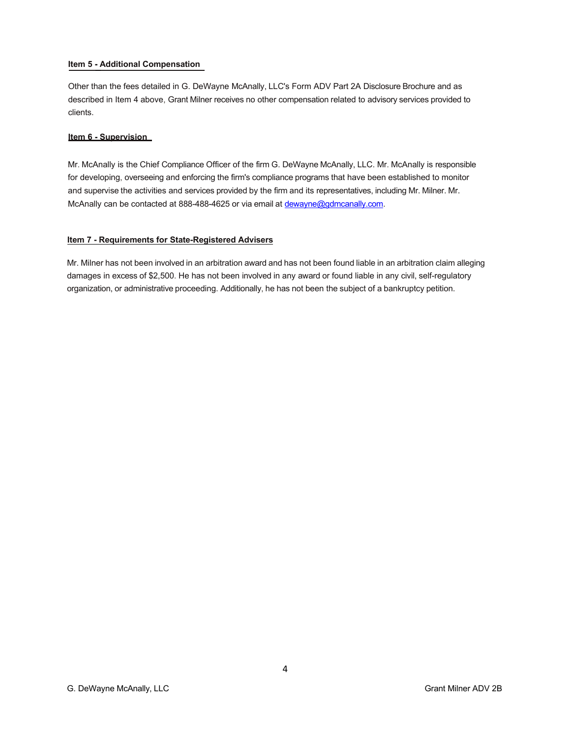## Item 5 - Additional Compensation

Other than the fees detailed in G. DeWayne McAnally, LLC's Form ADV Part 2A Disclosure Brochure and as described in Item 4 above, Grant Milner receives no other compensation related to advisory services provided to clients.

## Item 6 - Supervision

Mr. McAnally is the Chief Compliance Officer of the firm G. DeWayne McAnally, LLC. Mr. McAnally is responsible for developing, overseeing and enforcing the firm's compliance programs that have been established to monitor and supervise the activities and services provided by the firm and its representatives, including Mr. Milner. Mr. McAnally can be contacted at 888-488-4625 or via email at dewayne@gdmcanally.com.

## Item 7 - Requirements for State-Registered Advisers

Mr. Milner has not been involved in an arbitration award and has not been found liable in an arbitration claim alleging damages in excess of $2,500. He has not been involved in any award or found liable in any civil, self-regulatory organization, or administrative proceeding. Additionally, he has not been the subject of a bankruptcy petition.